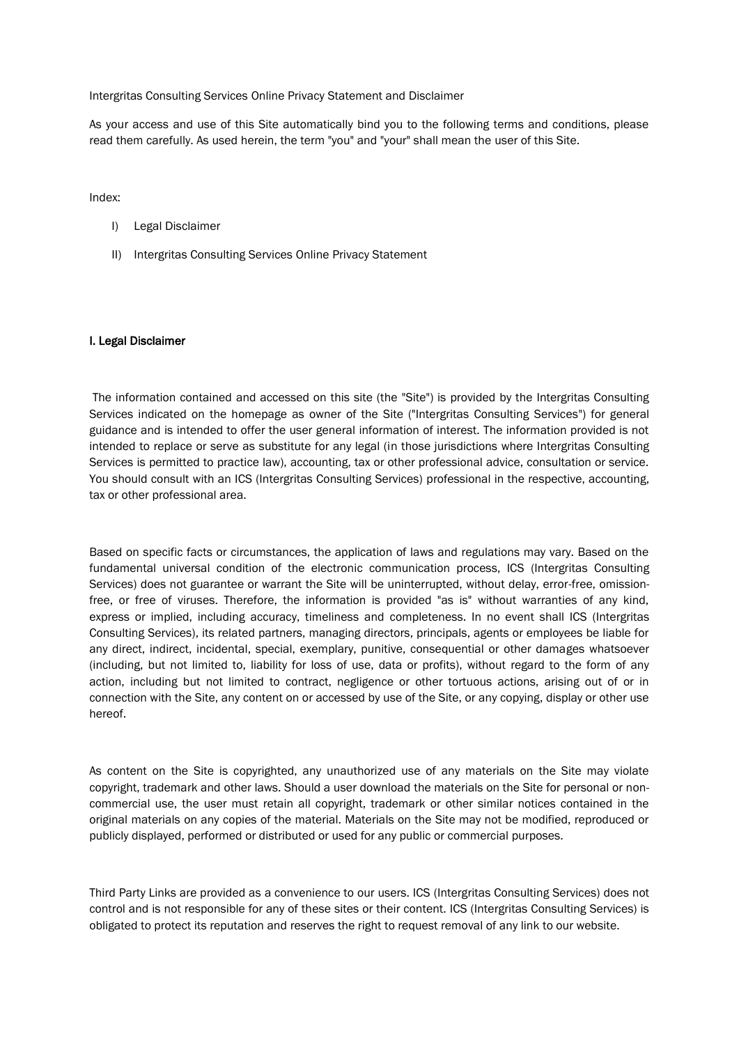Intergritas Consulting Services Online Privacy Statement and Disclaimer

As your access and use of this Site automatically bind you to the following terms and conditions, please read them carefully. As used herein, the term "you" and "your" shall mean the user of this Site.

Index:

I) Legal Disclaimer

II) Intergritas Consulting Services Online Privacy Statement

## I. Legal Disclaimer

The information contained and accessed on this site (the "Site") is provided by the Intergritas Consulting Services indicated on the homepage as owner of the Site ("Intergritas Consulting Services") for general guidance and is intended to offer the user general information of interest. The information provided is not intended to replace or serve as substitute for any legal (in those jurisdictions where Intergritas Consulting Services is permitted to practice law), accounting, tax or other professional advice, consultation or service. You should consult with an ICS (Intergritas Consulting Services) professional in the respective, accounting, tax or other professional area.

Based on specific facts or circumstances, the application of laws and regulations may vary. Based on the fundamental universal condition of the electronic communication process, ICS (Intergritas Consulting Services) does not guarantee or warrant the Site will be uninterrupted, without delay, error-free, omission-free, or free of viruses. Therefore, the information is provided "as is" without warranties of any kind, express or implied, including accuracy, timeliness and completeness. In no event shall ICS (Intergritas Consulting Services), its related partners, managing directors, principals, agents or employees be liable for any direct, indirect, incidental, special, exemplary, punitive, consequential or other damages whatsoever (including, but not limited to, liability for loss of use, data or profits), without regard to the form of any action, including but not limited to contract, negligence or other tortuous actions, arising out of or in connection with the Site, any content on or accessed by use of the Site, or any copying, display or other use hereof.

As content on the Site is copyrighted, any unauthorized use of any materials on the Site may violate copyright, trademark and other laws. Should a user download the materials on the Site for personal or non-commercial use, the user must retain all copyright, trademark or other similar notices contained in the original materials on any copies of the material. Materials on the Site may not be modified, reproduced or publicly displayed, performed or distributed or used for any public or commercial purposes.

Third Party Links are provided as a convenience to our users. ICS (Intergritas Consulting Services) does not control and is not responsible for any of these sites or their content. ICS (Intergritas Consulting Services) is obligated to protect its reputation and reserves the right to request removal of any link to our website.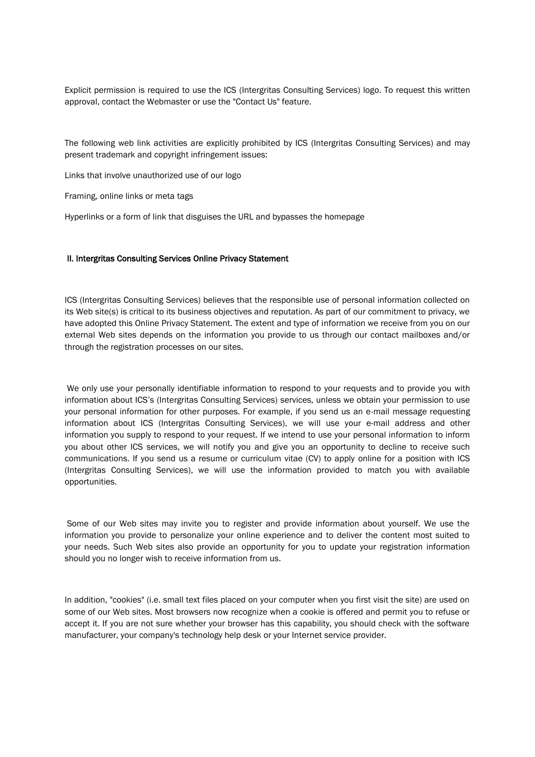Explicit permission is required to use the ICS (Intergritas Consulting Services) logo. To request this written approval, contact the Webmaster or use the "Contact Us" feature.

The following web link activities are explicitly prohibited by ICS (Intergritas Consulting Services) and may present trademark and copyright infringement issues:

Links that involve unauthorized use of our logo

Framing, online links or meta tags

Hyperlinks or a form of link that disguises the URL and bypasses the homepage

## II. Intergritas Consulting Services Online Privacy Statement

ICS (Intergritas Consulting Services) believes that the responsible use of personal information collected on its Web site(s) is critical to its business objectives and reputation. As part of our commitment to privacy, we have adopted this Online Privacy Statement. The extent and type of information we receive from you on our external Web sites depends on the information you provide to us through our contact mailboxes and/or through the registration processes on our sites.

We only use your personally identifiable information to respond to your requests and to provide you with information about ICS's (Intergritas Consulting Services) services, unless we obtain your permission to use your personal information for other purposes. For example, if you send us an e-mail message requesting information about ICS (Intergritas Consulting Services), we will use your e-mail address and other information you supply to respond to your request. If we intend to use your personal information to inform you about other ICS services, we will notify you and give you an opportunity to decline to receive such communications. If you send us a resume or curriculum vitae (CV) to apply online for a position with ICS (Intergritas Consulting Services), we will use the information provided to match you with available opportunities.

Some of our Web sites may invite you to register and provide information about yourself. We use the information you provide to personalize your online experience and to deliver the content most suited to your needs. Such Web sites also provide an opportunity for you to update your registration information should you no longer wish to receive information from us.

In addition, "cookies" (i.e. small text files placed on your computer when you first visit the site) are used on some of our Web sites. Most browsers now recognize when a cookie is offered and permit you to refuse or accept it. If you are not sure whether your browser has this capability, you should check with the software manufacturer, your company's technology help desk or your Internet service provider.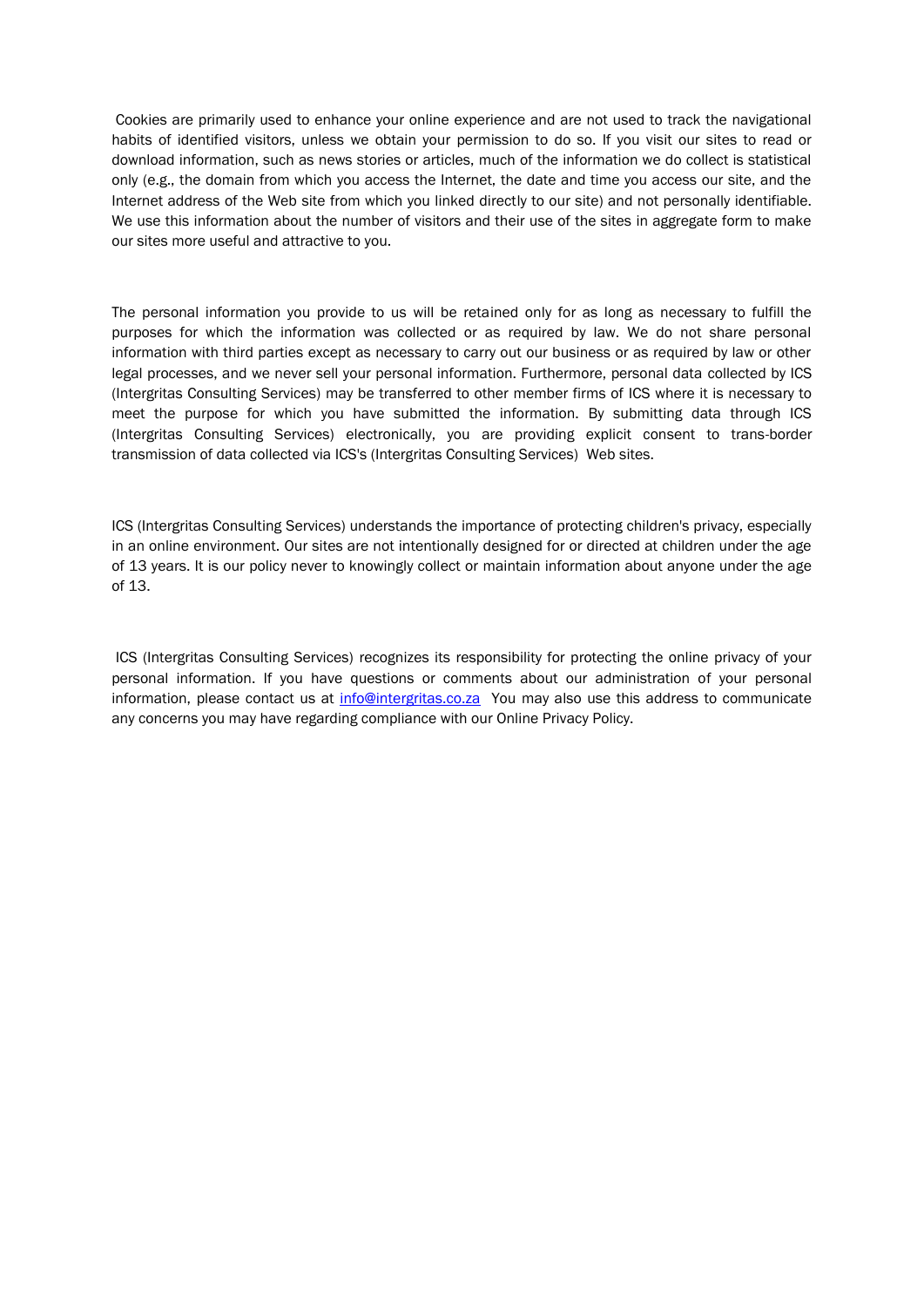Cookies are primarily used to enhance your online experience and are not used to track the navigational habits of identified visitors, unless we obtain your permission to do so. If you visit our sites to read or download information, such as news stories or articles, much of the information we do collect is statistical only (e.g., the domain from which you access the Internet, the date and time you access our site, and the Internet address of the Web site from which you linked directly to our site) and not personally identifiable. We use this information about the number of visitors and their use of the sites in aggregate form to make our sites more useful and attractive to you.

The personal information you provide to us will be retained only for as long as necessary to fulfill the purposes for which the information was collected or as required by law. We do not share personal information with third parties except as necessary to carry out our business or as required by law or other legal processes, and we never sell your personal information. Furthermore, personal data collected by ICS (Intergritas Consulting Services) may be transferred to other member firms of ICS where it is necessary to meet the purpose for which you have submitted the information. By submitting data through ICS (Intergritas Consulting Services) electronically, you are providing explicit consent to trans-border transmission of data collected via ICS's (Intergritas Consulting Services) Web sites.

ICS (Intergritas Consulting Services) understands the importance of protecting children's privacy, especially in an online environment. Our sites are not intentionally designed for or directed at children under the age of 13 years. It is our policy never to knowingly collect or maintain information about anyone under the age of 13.

ICS (Intergritas Consulting Services) recognizes its responsibility for protecting the online privacy of your personal information. If you have questions or comments about our administration of your personal information, please contact us at info@intergritas.co.za You may also use this address to communicate any concerns you may have regarding compliance with our Online Privacy Policy.